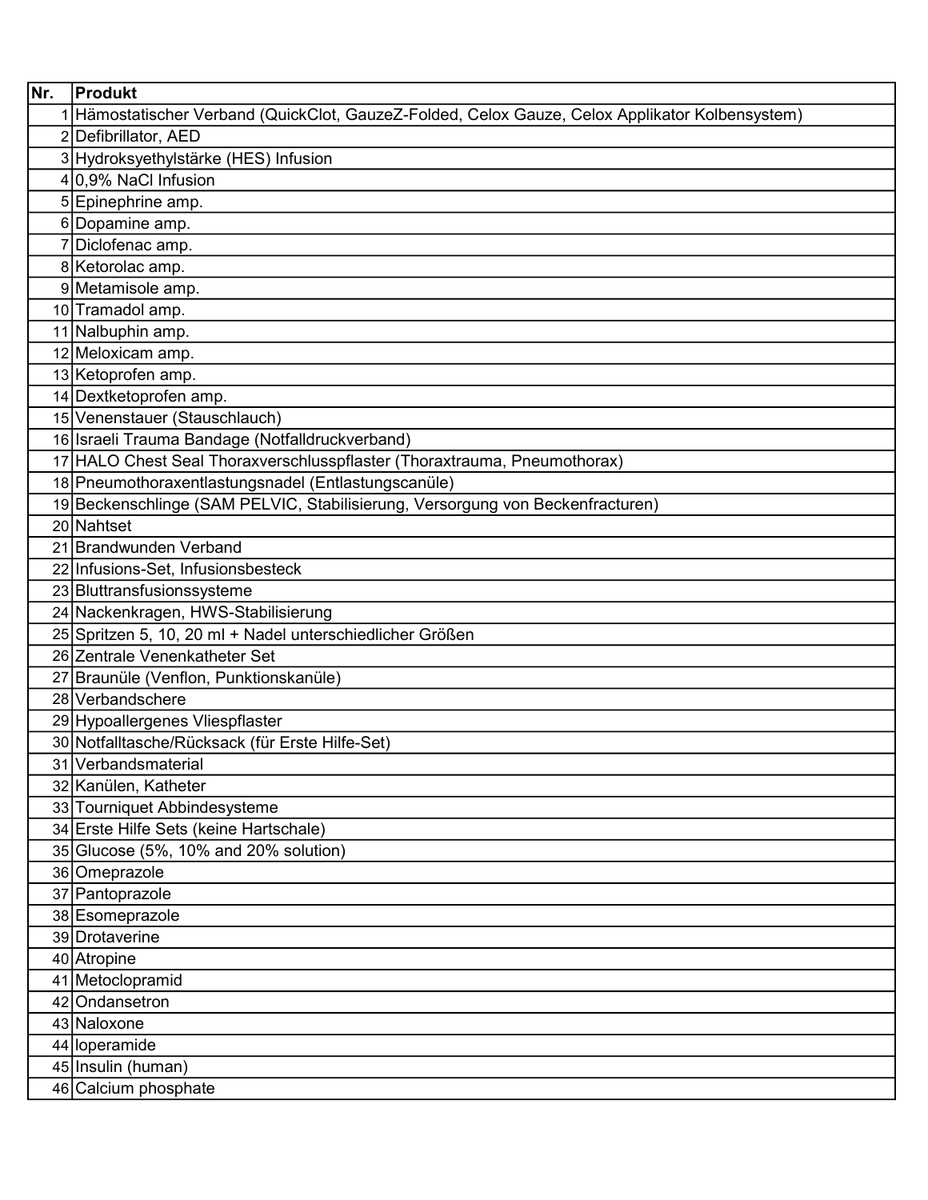| Nr. | Produkt |
| --- | --- |
| 1 | Hämostatischer Verband (QuickClot, GauzeZ-Folded, Celox Gauze, Celox Applikator Kolbensystem) |
| 2 | Defibrillator, AED |
| 3 | Hydroksyethylstärke (HES) Infusion |
| 4 | 0,9% NaCl Infusion |
| 5 | Epinephrine amp. |
| 6 | Dopamine amp. |
| 7 | Diclofenac amp. |
| 8 | Ketorolac amp. |
| 9 | Metamisole amp. |
| 10 | Tramadol amp. |
| 11 | Nalbuphin amp. |
| 12 | Meloxicam amp. |
| 13 | Ketoprofen amp. |
| 14 | Dextketoprofen amp. |
| 15 | Venenstauer (Stauschlauch) |
| 16 | Israeli Trauma Bandage (Notfalldruckverband) |
| 17 | HALO Chest Seal Thoraxverschlusspflaster (Thoraxtrauma, Pneumothorax) |
| 18 | Pneumothoraxentlastungsnadel (Entlastungscanüle) |
| 19 | Beckenschlinge (SAM PELVIC, Stabilisierung, Versorgung von Beckenfracturen) |
| 20 | Nahtset |
| 21 | Brandwunden Verband |
| 22 | Infusions-Set, Infusionsbesteck |
| 23 | Bluttransfusionssysteme |
| 24 | Nackenkragen, HWS-Stabilisierung |
| 25 | Spritzen 5, 10, 20 ml + Nadel unterschiedlicher Größen |
| 26 | Zentrale Venenkatheter Set |
| 27 | Braunüle (Venflon, Punktionskanüle) |
| 28 | Verbandschere |
| 29 | Hypoallergenes Vliespflaster |
| 30 | Notfalltasche/Rücksack (für Erste Hilfe-Set) |
| 31 | Verbandsmaterial |
| 32 | Kanülen, Katheter |
| 33 | Tourniquet Abbindesysteme |
| 34 | Erste Hilfe Sets (keine Hartschale) |
| 35 | Glucose (5%, 10% and 20% solution) |
| 36 | Omeprazole |
| 37 | Pantoprazole |
| 38 | Esomeprazole |
| 39 | Drotaverine |
| 40 | Atropine |
| 41 | Metoclopramid |
| 42 | Ondansetron |
| 43 | Naloxone |
| 44 | loperamide |
| 45 | Insulin (human) |
| 46 | Calcium phosphate |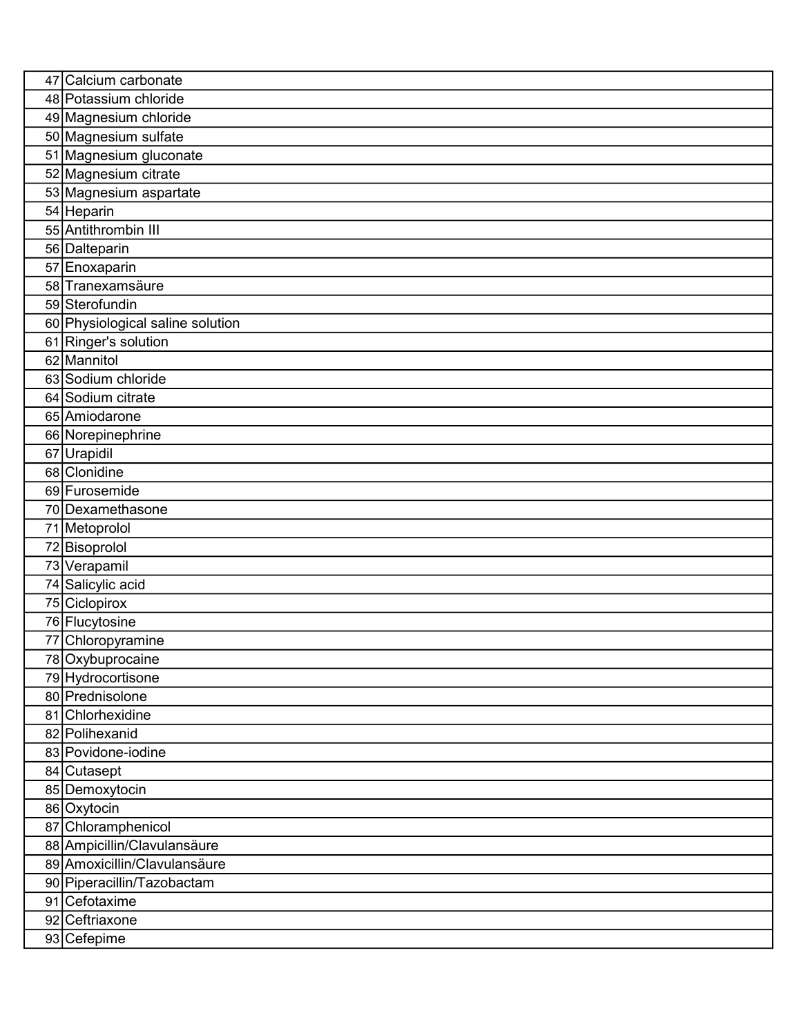| | |
|---|---|
| 47 | Calcium carbonate |
| 48 | Potassium chloride |
| 49 | Magnesium chloride |
| 50 | Magnesium sulfate |
| 51 | Magnesium gluconate |
| 52 | Magnesium citrate |
| 53 | Magnesium aspartate |
| 54 | Heparin |
| 55 | Antithrombin III |
| 56 | Dalteparin |
| 57 | Enoxaparin |
| 58 | Tranexamsäure |
| 59 | Sterofundin |
| 60 | Physiological saline solution |
| 61 | Ringer's solution |
| 62 | Mannitol |
| 63 | Sodium chloride |
| 64 | Sodium citrate |
| 65 | Amiodarone |
| 66 | Norepinephrine |
| 67 | Urapidil |
| 68 | Clonidine |
| 69 | Furosemide |
| 70 | Dexamethasone |
| 71 | Metoprolol |
| 72 | Bisoprolol |
| 73 | Verapamil |
| 74 | Salicylic acid |
| 75 | Ciclopirox |
| 76 | Flucytosine |
| 77 | Chloropyramine |
| 78 | Oxybuprocaine |
| 79 | Hydrocortisone |
| 80 | Prednisolone |
| 81 | Chlorhexidine |
| 82 | Polihexanid |
| 83 | Povidone-iodine |
| 84 | Cutasept |
| 85 | Demoxytocin |
| 86 | Oxytocin |
| 87 | Chloramphenicol |
| 88 | Ampicillin/Clavulansäure |
| 89 | Amoxicillin/Clavulansäure |
| 90 | Piperacillin/Tazobactam |
| 91 | Cefotaxime |
| 92 | Ceftriaxone |
| 93 | Cefepime |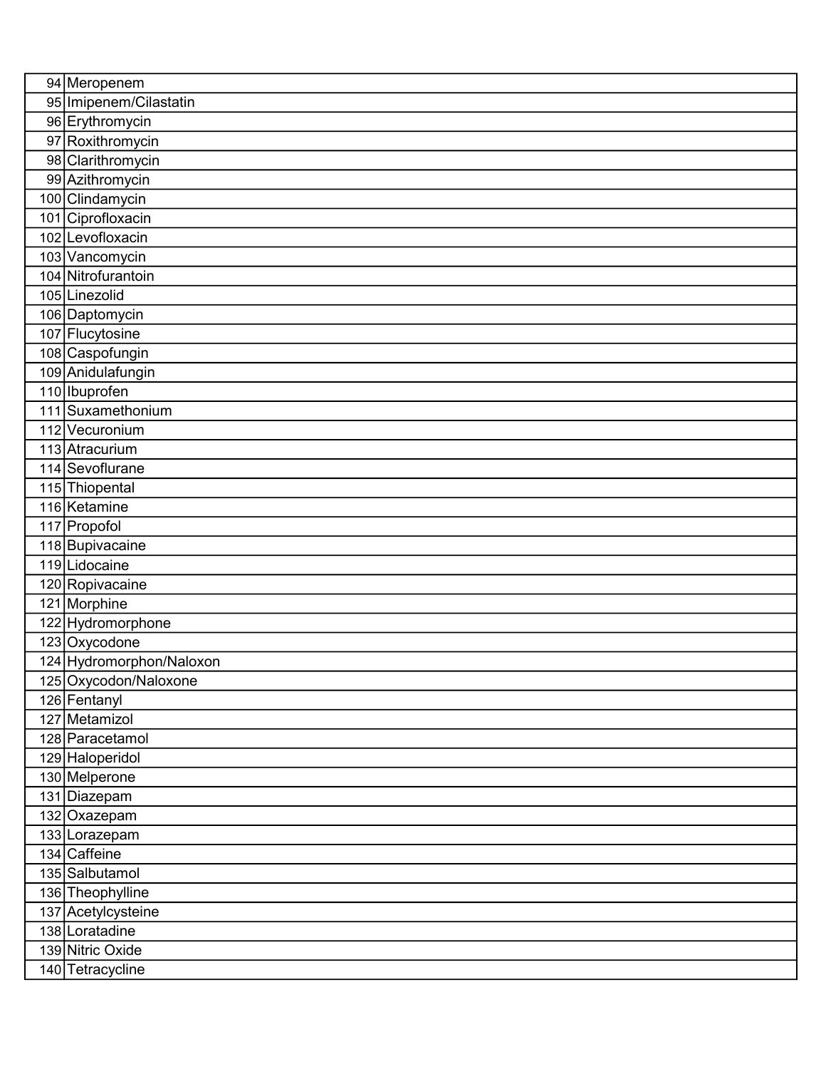| | |
|---|---|
| 94 | Meropenem |
| 95 | Imipenem/Cilastatin |
| 96 | Erythromycin |
| 97 | Roxithromycin |
| 98 | Clarithromycin |
| 99 | Azithromycin |
| 100 | Clindamycin |
| 101 | Ciprofloxacin |
| 102 | Levofloxacin |
| 103 | Vancomycin |
| 104 | Nitrofurantoin |
| 105 | Linezolid |
| 106 | Daptomycin |
| 107 | Flucytosine |
| 108 | Caspofungin |
| 109 | Anidulafungin |
| 110 | Ibuprofen |
| 111 | Suxamethonium |
| 112 | Vecuronium |
| 113 | Atracurium |
| 114 | Sevoflurane |
| 115 | Thiopental |
| 116 | Ketamine |
| 117 | Propofol |
| 118 | Bupivacaine |
| 119 | Lidocaine |
| 120 | Ropivacaine |
| 121 | Morphine |
| 122 | Hydromorphone |
| 123 | Oxycodone |
| 124 | Hydromorphon/Naloxon |
| 125 | Oxycodon/Naloxone |
| 126 | Fentanyl |
| 127 | Metamizol |
| 128 | Paracetamol |
| 129 | Haloperidol |
| 130 | Melperone |
| 131 | Diazepam |
| 132 | Oxazepam |
| 133 | Lorazepam |
| 134 | Caffeine |
| 135 | Salbutamol |
| 136 | Theophylline |
| 137 | Acetylcysteine |
| 138 | Loratadine |
| 139 | Nitric Oxide |
| 140 | Tetracycline |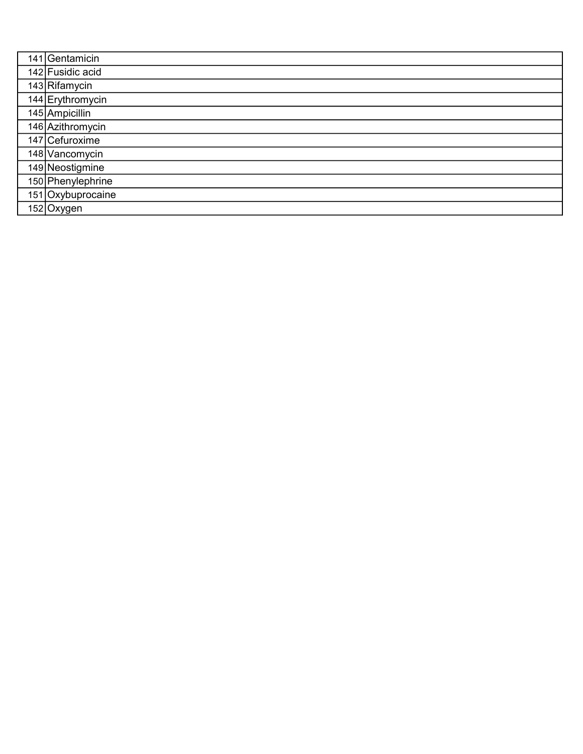| | |
|---|---|
| 141 | Gentamicin |
| 142 | Fusidic acid |
| 143 | Rifamycin |
| 144 | Erythromycin |
| 145 | Ampicillin |
| 146 | Azithromycin |
| 147 | Cefuroxime |
| 148 | Vancomycin |
| 149 | Neostigmine |
| 150 | Phenylephrine |
| 151 | Oxybuprocaine |
| 152 | Oxygen |